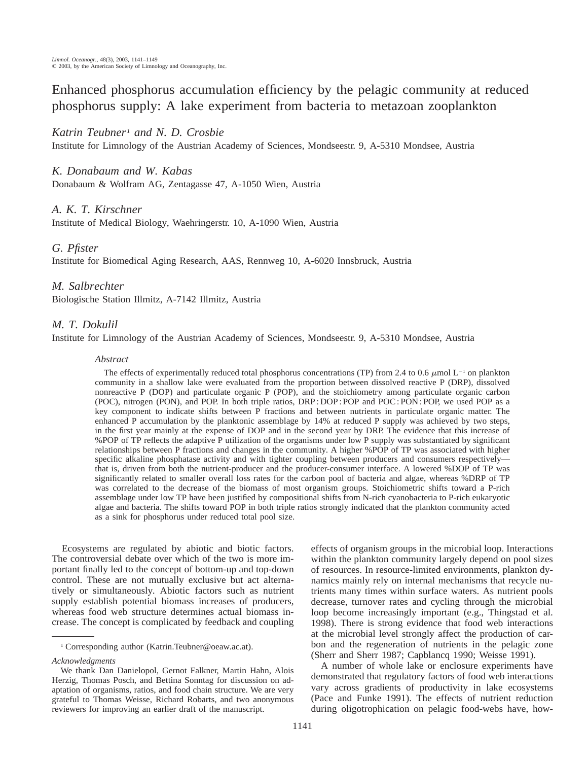# Enhanced phosphorus accumulation efficiency by the pelagic community at reduced phosphorus supply: A lake experiment from bacteria to metazoan zooplankton

*Katrin Teubner*[1] *and N. D. Crosbie*
Institute for Limnology of the Austrian Academy of Sciences, Mondseestr. 9, A-5310 Mondsee, Austria

*K. Donabaum and W. Kabas*
Donabaum & Wolfram AG, Zentagasse 47, A-1050 Wien, Austria

*A. K. T. Kirschner*
Institute of Medical Biology, Waehringerstr. 10, A-1090 Wien, Austria

*G. Pfister*
Institute for Biomedical Aging Research, AAS, Rennweg 10, A-6020 Innsbruck, Austria

*M. Salbrechter*
Biologische Station Illmitz, A-7142 Illmitz, Austria

*M. T. Dokulil*
Institute for Limnology of the Austrian Academy of Sciences, Mondseestr. 9, A-5310 Mondsee, Austria

## *Abstract*

The effects of experimentally reduced total phosphorus concentrations (TP) from 2.4 to 0.6 $\mu$mol L$^{-1}$ on plankton community in a shallow lake were evaluated from the proportion between dissolved reactive P (DRP), dissolved nonreactive P (DOP) and particulate organic P (POP), and the stoichiometry among particulate organic carbon (POC), nitrogen (PON), and POP. In both triple ratios, DRP : DOP : POP and POC : PON : POP, we used POP as a key component to indicate shifts between P fractions and between nutrients in particulate organic matter. The enhanced P accumulation by the planktonic assemblage by 14% at reduced P supply was achieved by two steps, in the first year mainly at the expense of DOP and in the second year by DRP. The evidence that this increase of %POP of TP reflects the adaptive P utilization of the organisms under low P supply was substantiated by significant relationships between P fractions and changes in the community. A higher %POP of TP was associated with higher specific alkaline phosphatase activity and with tighter coupling between producers and consumers respectively—that is, driven from both the nutrient-producer and the producer-consumer interface. A lowered %DOP of TP was significantly related to smaller overall loss rates for the carbon pool of bacteria and algae, whereas %DRP of TP was correlated to the decrease of the biomass of most organism groups. Stoichiometric shifts toward a P-rich assemblage under low TP have been justified by compositional shifts from N-rich cyanobacteria to P-rich eukaryotic algae and bacteria. The shifts toward POP in both triple ratios strongly indicated that the plankton community acted as a sink for phosphorus under reduced total pool size.

Ecosystems are regulated by abiotic and biotic factors. The controversial debate over which of the two is more important finally led to the concept of bottom-up and top-down control. These are not mutually exclusive but act alternatively or simultaneously. Abiotic factors such as nutrient supply establish potential biomass increases of producers, whereas food web structure determines actual biomass increase. The concept is complicated by feedback and coupling effects of organism groups in the microbial loop. Interactions within the plankton community largely depend on pool sizes of resources. In resource-limited environments, plankton dynamics mainly rely on internal mechanisms that recycle nutrients many times within surface waters. As nutrient pools decrease, turnover rates and cycling through the microbial loop become increasingly important (e.g., Thingstad et al. 1998). There is strong evidence that food web interactions at the microbial level strongly affect the production of carbon and the regeneration of nutrients in the pelagic zone (Sherr and Sherr 1987; Capblancq 1990; Weisse 1991).

A number of whole lake or enclosure experiments have demonstrated that regulatory factors of food web interactions vary across gradients of productivity in lake ecosystems (Pace and Funke 1991). The effects of nutrient reduction during oligotrophication on pelagic food-webs have, how-

---

[1] Corresponding author (Katrin.Teubner@oeaw.ac.at).

*Acknowledgments*

We thank Dan Danielopol, Gernot Falkner, Martin Hahn, Alois Herzig, Thomas Posch, and Bettina Sonntag for discussion on adaptation of organisms, ratios, and food chain structure. We are very grateful to Thomas Weisse, Richard Robarts, and two anonymous reviewers for improving an earlier draft of the manuscript.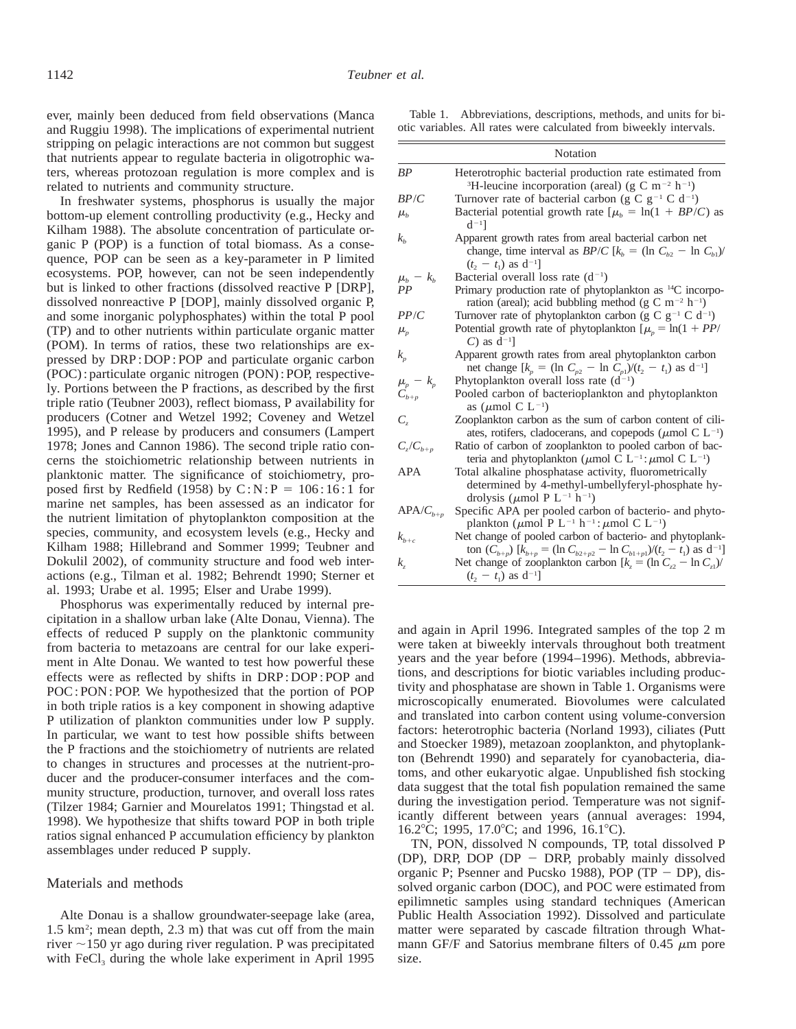ever, mainly been deduced from field observations (Manca and Ruggiu 1998). The implications of experimental nutrient stripping on pelagic interactions are not common but suggest that nutrients appear to regulate bacteria in oligotrophic waters, whereas protozoan regulation is more complex and is related to nutrients and community structure.

In freshwater systems, phosphorus is usually the major bottom-up element controlling productivity (e.g., Hecky and Kilham 1988). The absolute concentration of particulate organic P (POP) is a function of total biomass. As a consequence, POP can be seen as a key-parameter in P limited ecosystems. POP, however, can not be seen independently but is linked to other fractions (dissolved reactive P [DRP], dissolved nonreactive P [DOP], mainly dissolved organic P, and some inorganic polyphosphates) within the total P pool (TP) and to other nutrients within particulate organic matter (POM). In terms of ratios, these two relationships are expressed by DRP : DOP : POP and particulate organic carbon (POC) : particulate organic nitrogen (PON) : POP, respectively. Portions between the P fractions, as described by the first triple ratio (Teubner 2003), reflect biomass, P availability for producers (Cotner and Wetzel 1992; Coveney and Wetzel 1995), and P release by producers and consumers (Lampert 1978; Jones and Cannon 1986). The second triple ratio concerns the stoichiometric relationship between nutrients in planktonic matter. The significance of stoichiometry, proposed first by Redfield (1958) by C : N : P = 106 : 16 : 1 for marine net samples, has been assessed as an indicator for the nutrient limitation of phytoplankton composition at the species, community, and ecosystem levels (e.g., Hecky and Kilham 1988; Hillebrand and Sommer 1999; Teubner and Dokulil 2002), of community structure and food web interactions (e.g., Tilman et al. 1982; Behrendt 1990; Sterner et al. 1993; Urabe et al. 1995; Elser and Urabe 1999).

Phosphorus was experimentally reduced by internal precipitation in a shallow urban lake (Alte Donau, Vienna). The effects of reduced P supply on the planktonic community from bacteria to metazoans are central for our lake experiment in Alte Donau. We wanted to test how powerful these effects were as reflected by shifts in DRP : DOP : POP and POC : PON : POP. We hypothesized that the portion of POP in both triple ratios is a key component in showing adaptive P utilization of plankton communities under low P supply. In particular, we want to test how possible shifts between the P fractions and the stoichiometry of nutrients are related to changes in structures and processes at the nutrient-producer and the producer-consumer interfaces and the community structure, production, turnover, and overall loss rates (Tilzer 1984; Garnier and Mourelatos 1991; Thingstad et al. 1998). We hypothesize that shifts toward POP in both triple ratios signal enhanced P accumulation efficiency by plankton assemblages under reduced P supply.

## Materials and methods

Alte Donau is a shallow groundwater-seepage lake (area, 1.5 km$^2$; mean depth, 2.3 m) that was cut off from the main river ~150 yr ago during river regulation. P was precipitated with $FeCl_3$ during the whole lake experiment in April 1995 and again in April 1996. Integrated samples of the top 2 m were taken at biweekly intervals throughout both treatment years and the year before (1994–1996). Methods, abbreviations, and descriptions for biotic variables including productivity and phosphatase are shown in Table 1. Organisms were microscopically enumerated. Biovolumes were calculated and translated into carbon content using volume-conversion factors: heterotrophic bacteria (Norland 1993), ciliates (Putt and Stoecker 1989), metazoan zooplankton, and phytoplankton (Behrendt 1990) and separately for cyanobacteria, diatoms, and other eukaryotic algae. Unpublished fish stocking data suggest that the total fish population remained the same during the investigation period. Temperature was not significantly different between years (annual averages: 1994, 16.2°C; 1995, 17.0°C; and 1996, 16.1°C).

TN, PON, dissolved N compounds, TP, total dissolved P (DP), DRP, DOP (DP − DRP, probably mainly dissolved organic P; Psenner and Pucsko 1988), POP (TP − DP), dissolved organic carbon (DOC), and POC were estimated from epilimnetic samples using standard techniques (American Public Health Association 1992). Dissolved and particulate matter were separated by cascade filtration through Whatmann GF/F and Satorius membrane filters of 0.45 $\mu$m pore size.

Table 1. Abbreviations, descriptions, methods, and units for biotic variables. All rates were calculated from biweekly intervals.

| Notation | |
|---|---|
| *BP* | Heterotrophic bacterial production rate estimated from $^3$H-leucine incorporation (areal) (g C m$^{-2}$ h$^{-1}$) |
| *BP*/*C* | Turnover rate of bacterial carbon (g C g$^{-1}$ C d$^{-1}$) |
| $\mu_b$ | Bacterial potential growth rate [$\mu_b = \ln(1 + BP/C)$ as d$^{-1}$] |
| $k_b$ | Apparent growth rates from areal bacterial carbon net change, time interval as *BP*/*C* [$k_b = (\ln C_{b2} - \ln C_{b1})/(t_2 - t_1)$ as d$^{-1}$] |
| $\mu_b - k_b$ | Bacterial overall loss rate (d$^{-1}$) |
| *PP* | Primary production rate of phytoplankton as $^{14}$C incorporation (areal); acid bubbling method (g C m$^{-2}$ h$^{-1}$) |
| *PP*/*C* | Turnover rate of phytoplankton carbon (g C g$^{-1}$ C d$^{-1}$) |
| $\mu_p$ | Potential growth rate of phytoplankton [$\mu_p = \ln(1 + PP/C)$ as d$^{-1}$] |
| $k_p$ | Apparent growth rates from areal phytoplankton carbon net change [$k_p = (\ln C_{p2} - \ln C_{p1})/(t_2 - t_1)$ as d$^{-1}$] |
| $\mu_p - k_p$ | Phytoplankton overall loss rate (d$^{-1}$) |
| $C_{b+p}$ | Pooled carbon of bacterioplankton and phytoplankton as ($\mu$mol C L$^{-1}$) |
| $C_z$ | Zooplankton carbon as the sum of carbon content of ciliates, rotifers, cladocerans, and copepods ($\mu$mol C L$^{-1}$) |
| $C_z/C_{b+p}$ | Ratio of carbon of zooplankton to pooled carbon of bacteria and phytoplankton ($\mu$mol C L$^{-1}$ : $\mu$mol C L$^{-1}$) |
| APA | Total alkaline phosphatase activity, fluorometrically determined by 4-methyl-umbellyferyl-phosphate hydrolysis ($\mu$mol P L$^{-1}$ h$^{-1}$) |
| APA/$C_{b+p}$ | Specific APA per pooled carbon of bacterio- and phytoplankton ($\mu$mol P L$^{-1}$ h$^{-1}$ : $\mu$mol C L$^{-1}$) |
| $k_{b+c}$ | Net change of pooled carbon of bacterio- and phytoplankton ($C_{b+p}$) [$k_{b+p} = (\ln C_{b2+p2} - \ln C_{b1+p1})/(t_2 - t_1)$ as d$^{-1}$] |
| $k_z$ | Net change of zooplankton carbon [$k_z = (\ln C_{z2} - \ln C_{z1})/(t_2 - t_1)$ as d$^{-1}$] |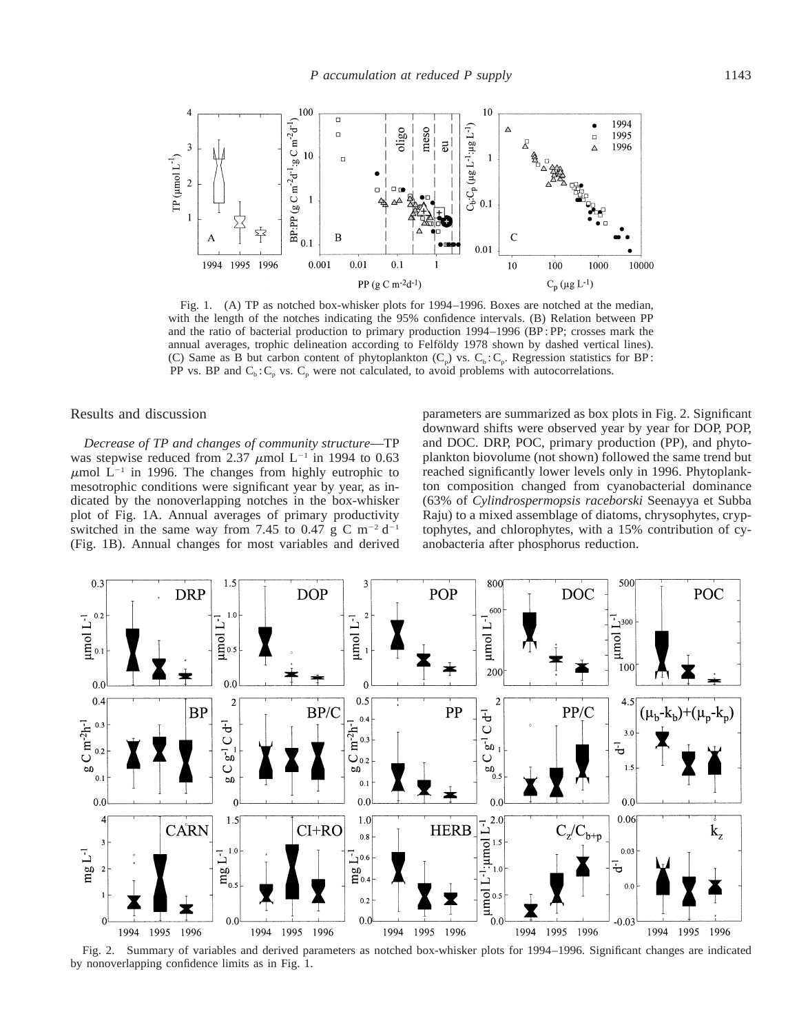Fig. 1. (A) TP as notched box-whisker plots for 1994–1996. Boxes are notched at the median, with the length of the notches indicating the 95% confidence intervals. (B) Relation between PP and the ratio of bacterial production to primary production 1994–1996 (BP : PP; crosses mark the annual averages, trophic delineation according to Felföldy 1978 shown by dashed vertical lines). (C) Same as B but carbon content of phytoplankton ($C_p$) vs. $C_b : C_p$. Regression statistics for BP : PP vs. BP and $C_b : C_p$ vs. $C_p$ were not calculated, to avoid problems with autocorrelations.

## Results and discussion

*Decrease of TP and changes of community structure*—TP was stepwise reduced from 2.37 $\mu$mol $L^{-1}$ in 1994 to 0.63 $\mu$mol $L^{-1}$ in 1996. The changes from highly eutrophic to mesotrophic conditions were significant year by year, as indicated by the nonoverlapping notches in the box-whisker plot of Fig. 1A. Annual averages of primary productivity switched in the same way from 7.45 to 0.47 g C $m^{-2}$ $d^{-1}$ (Fig. 1B). Annual changes for most variables and derived parameters are summarized as box plots in Fig. 2. Significant downward shifts were observed year by year for DOP, POP, and DOC. DRP, POC, primary production (PP), and phytoplankton biovolume (not shown) followed the same trend but reached significantly lower levels only in 1996. Phytoplankton composition changed from cyanobacterial dominance (63% of *Cylindrospermopsis raceborski* Seenayya et Subba Raju) to a mixed assemblage of diatoms, chrysophytes, cryptophytes, and chlorophytes, with a 15% contribution of cyanobacteria after phosphorus reduction.

Fig. 2. Summary of variables and derived parameters as notched box-whisker plots for 1994–1996. Significant changes are indicated by nonoverlapping confidence limits as in Fig. 1.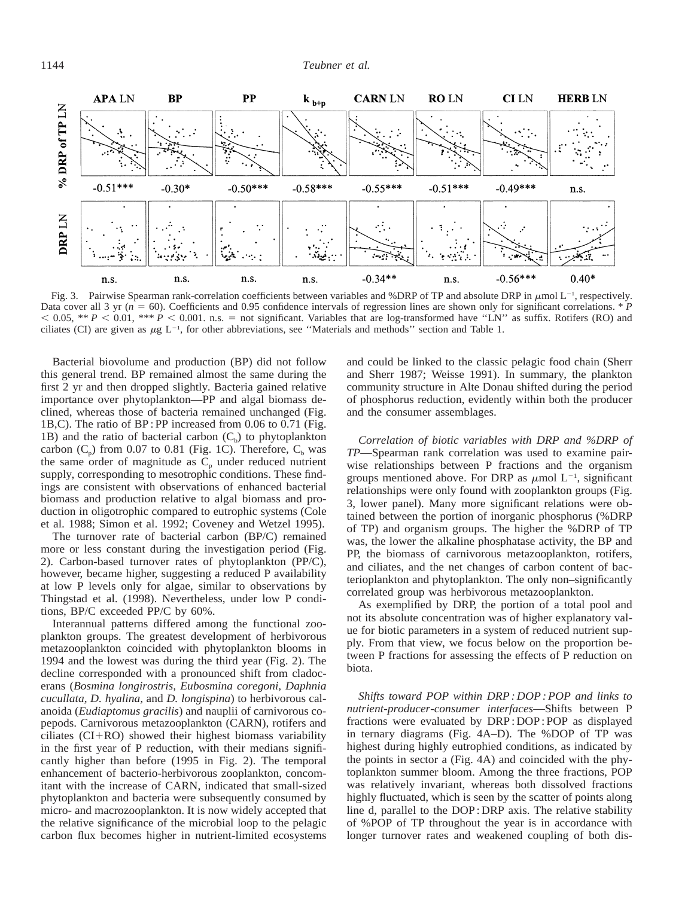Fig. 3. Pairwise Spearman rank-correlation coefficients between variables and %DRP of TP and absolute DRP in $\mu$mol L$^{-1}$, respectively. Data cover all 3 yr ($n = 60$). Coefficients and 0.95 confidence intervals of regression lines are shown only for significant correlations. * $P < 0.05$, ** $P < 0.01$, *** $P < 0.001$. n.s. = not significant. Variables that are log-transformed have ''LN'' as suffix. Rotifers (RO) and ciliates (CI) are given as $\mu$g L$^{-1}$, for other abbreviations, see ''Materials and methods'' section and Table 1.

Bacterial biovolume and production (BP) did not follow this general trend. BP remained almost the same during the first 2 yr and then dropped slightly. Bacteria gained relative importance over phytoplankton—PP and algal biomass declined, whereas those of bacteria remained unchanged (Fig. 1B,C). The ratio of BP : PP increased from 0.06 to 0.71 (Fig. 1B) and the ratio of bacterial carbon ($C_b$) to phytoplankton carbon ($C_p$) from 0.07 to 0.81 (Fig. 1C). Therefore, $C_b$ was the same order of magnitude as $C_p$ under reduced nutrient supply, corresponding to mesotrophic conditions. These findings are consistent with observations of enhanced bacterial biomass and production relative to algal biomass and production in oligotrophic compared to eutrophic systems (Cole et al. 1988; Simon et al. 1992; Coveney and Wetzel 1995).

The turnover rate of bacterial carbon (BP/C) remained more or less constant during the investigation period (Fig. 2). Carbon-based turnover rates of phytoplankton (PP/C), however, became higher, suggesting a reduced P availability at low P levels only for algae, similar to observations by Thingstad et al. (1998). Nevertheless, under low P conditions, BP/C exceeded PP/C by 60%.

Interannual patterns differed among the functional zooplankton groups. The greatest development of herbivorous metazooplankton coincided with phytoplankton blooms in 1994 and the lowest was during the third year (Fig. 2). The decline corresponded with a pronounced shift from cladocerans (*Bosmina longirostris, Eubosmina coregoni, Daphnia cucullata, D. hyalina,* and *D. longispina*) to herbivorous calanoida (*Eudiaptomus gracilis*) and nauplii of carnivorous copepods. Carnivorous metazooplankton (CARN), rotifers and ciliates (CI+RO) showed their highest biomass variability in the first year of P reduction, with their medians significantly higher than before (1995 in Fig. 2). The temporal enhancement of bacterio-herbivorous zooplankton, concomitant with the increase of CARN, indicated that small-sized phytoplankton and bacteria were subsequently consumed by micro- and macrozooplankton. It is now widely accepted that the relative significance of the microbial loop to the pelagic carbon flux becomes higher in nutrient-limited ecosystems and could be linked to the classic pelagic food chain (Sherr and Sherr 1987; Weisse 1991). In summary, the plankton community structure in Alte Donau shifted during the period of phosphorus reduction, evidently within both the producer and the consumer assemblages.

*Correlation of biotic variables with DRP and %DRP of TP*—Spearman rank correlation was used to examine pairwise relationships between P fractions and the organism groups mentioned above. For DRP as $\mu$mol L$^{-1}$, significant relationships were only found with zooplankton groups (Fig. 3, lower panel). Many more significant relations were obtained between the portion of inorganic phosphorus (%DRP of TP) and organism groups. The higher the %DRP of TP was, the lower the alkaline phosphatase activity, the BP and PP, the biomass of carnivorous metazooplankton, rotifers, and ciliates, and the net changes of carbon content of bacterioplankton and phytoplankton. The only non–significantly correlated group was herbivorous metazooplankton.

As exemplified by DRP, the portion of a total pool and not its absolute concentration was of higher explanatory value for biotic parameters in a system of reduced nutrient supply. From that view, we focus below on the proportion between P fractions for assessing the effects of P reduction on biota.

*Shifts toward POP within DRP : DOP : POP and links to nutrient-producer-consumer interfaces*—Shifts between P fractions were evaluated by DRP : DOP : POP as displayed in ternary diagrams (Fig. 4A–D). The %DOP of TP was highest during highly eutrophied conditions, as indicated by the points in sector a (Fig. 4A) and coincided with the phytoplankton summer bloom. Among the three fractions, POP was relatively invariant, whereas both dissolved fractions highly fluctuated, which is seen by the scatter of points along line d, parallel to the DOP : DRP axis. The relative stability of %POP of TP throughout the year is in accordance with longer turnover rates and weakened coupling of both dis-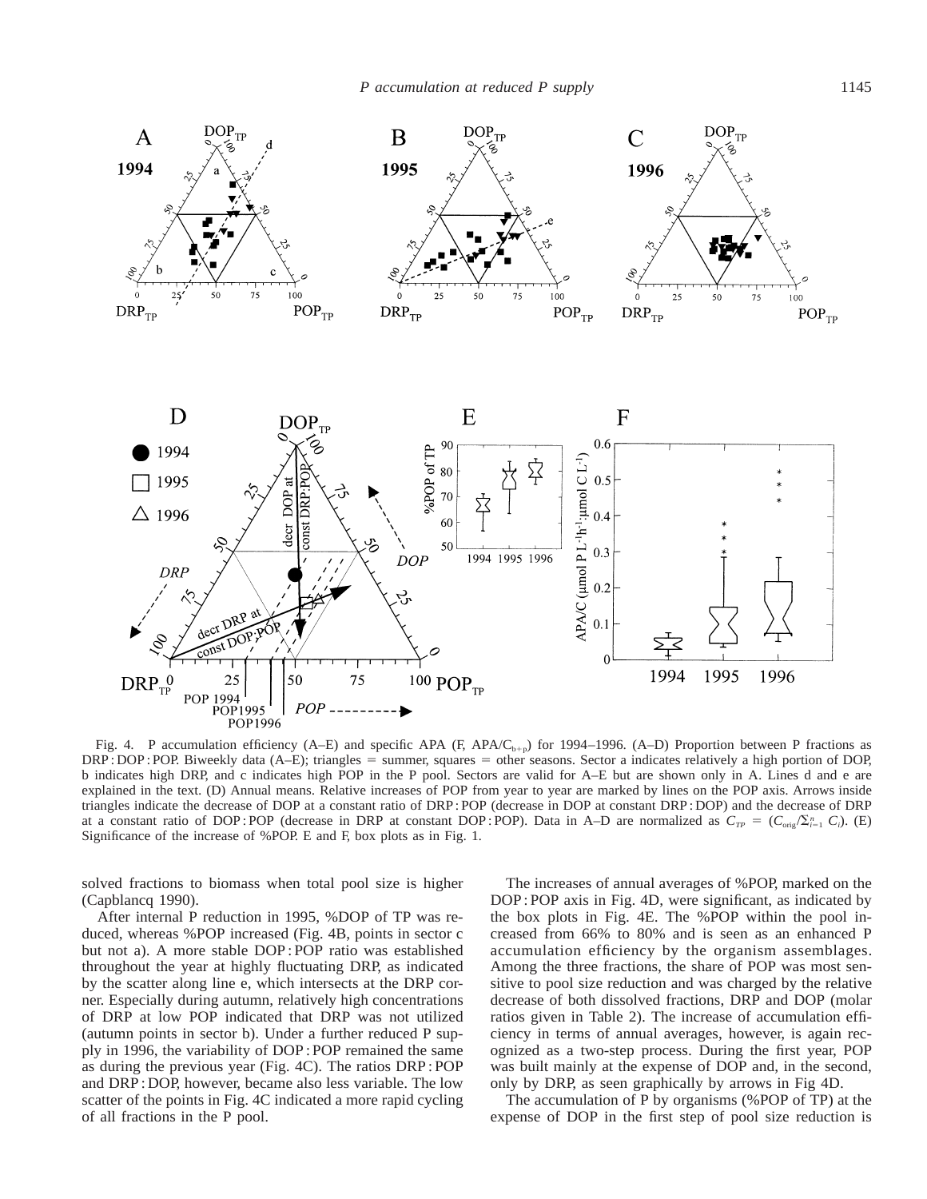Fig. 4. P accumulation efficiency (A–E) and specific APA (F, APA/$C_{b+p}$) for 1994–1996. (A–D) Proportion between P fractions as DRP : DOP : POP. Biweekly data (A–E); triangles = summer, squares = other seasons. Sector a indicates relatively a high portion of DOP, b indicates high DRP, and c indicates high POP in the P pool. Sectors are valid for A–E but are shown only in A. Lines d and e are explained in the text. (D) Annual means. Relative increases of POP from year to year are marked by lines on the POP axis. Arrows inside triangles indicate the decrease of DOP at a constant ratio of DRP : POP (decrease in DOP at constant DRP : DOP) and the decrease of DRP at a constant ratio of DOP : POP (decrease in DRP at constant DOP : POP). Data in A–D are normalized as $C_{TP} = (C_{orig}/\Sigma_{i=1}^{n} C_i)$. (E) Significance of the increase of %POP. E and F, box plots as in Fig. 1.

solved fractions to biomass when total pool size is higher (Capblancq 1990).

After internal P reduction in 1995, %DOP of TP was reduced, whereas %POP increased (Fig. 4B, points in sector c but not a). A more stable DOP : POP ratio was established throughout the year at highly fluctuating DRP, as indicated by the scatter along line e, which intersects at the DRP corner. Especially during autumn, relatively high concentrations of DRP at low POP indicated that DRP was not utilized (autumn points in sector b). Under a further reduced P supply in 1996, the variability of DOP : POP remained the same as during the previous year (Fig. 4C). The ratios DRP : POP and DRP : DOP, however, became also less variable. The low scatter of the points in Fig. 4C indicated a more rapid cycling of all fractions in the P pool.

The increases of annual averages of %POP, marked on the DOP : POP axis in Fig. 4D, were significant, as indicated by the box plots in Fig. 4E. The %POP within the pool increased from 66% to 80% and is seen as an enhanced P accumulation efficiency by the organism assemblages. Among the three fractions, the share of POP was most sensitive to pool size reduction and was charged by the relative decrease of both dissolved fractions, DRP and DOP (molar ratios given in Table 2). The increase of accumulation efficiency in terms of annual averages, however, is again recognized as a two-step process. During the first year, POP was built mainly at the expense of DOP and, in the second, only by DRP, as seen graphically by arrows in Fig 4D.

The accumulation of P by organisms (%POP of TP) at the expense of DOP in the first step of pool size reduction is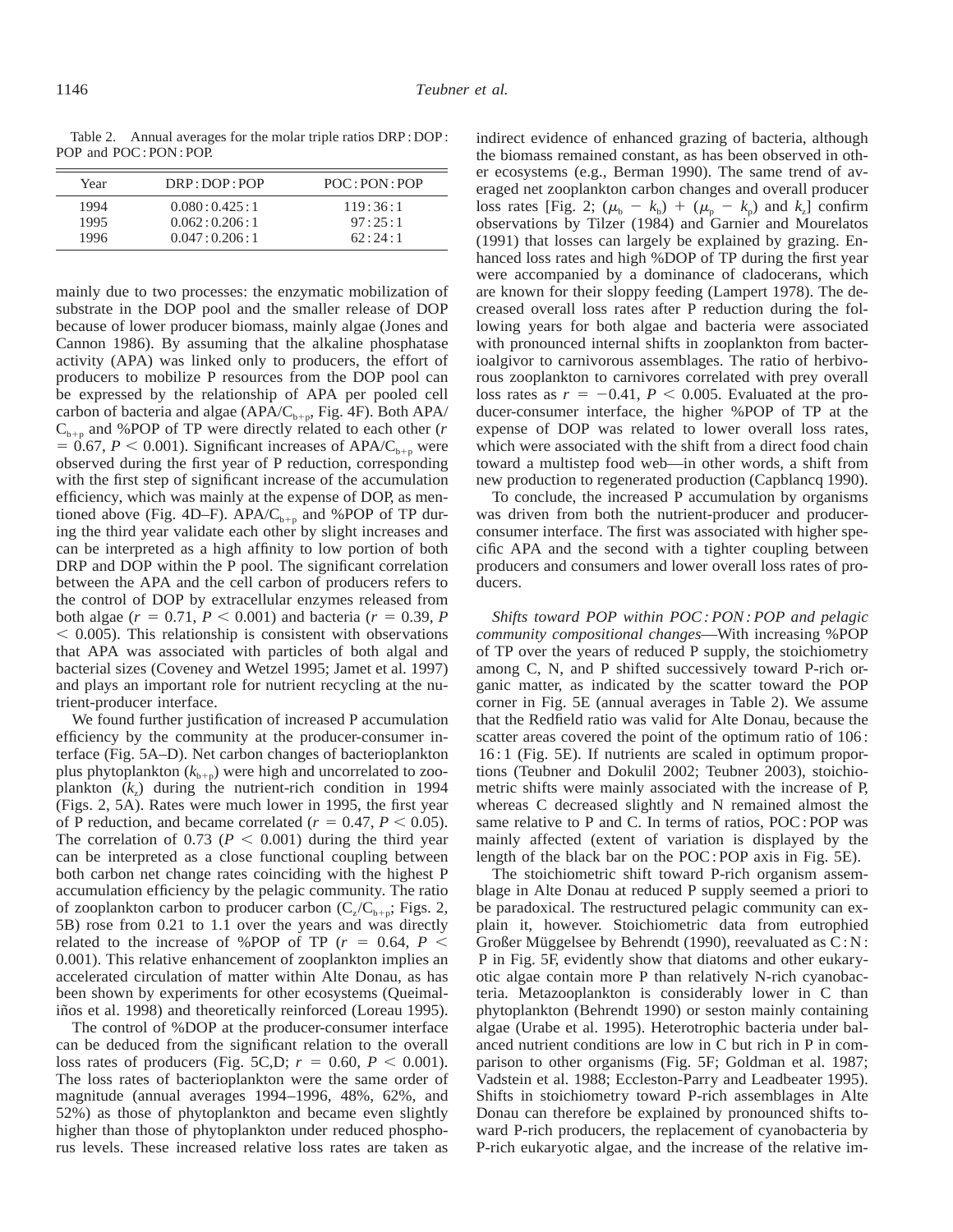Table 2. Annual averages for the molar triple ratios DRP : DOP : POP and POC : PON : POP.

| Year | DRP : DOP : POP | POC : PON : POP |
|---|---|---|
| 1994 | 0.080 : 0.425 : 1 | 119 : 36 : 1 |
| 1995 | 0.062 : 0.206 : 1 | 97 : 25 : 1 |
| 1996 | 0.047 : 0.206 : 1 | 62 : 24 : 1 |

mainly due to two processes: the enzymatic mobilization of substrate in the DOP pool and the smaller release of DOP because of lower producer biomass, mainly algae (Jones and Cannon 1986). By assuming that the alkaline phosphatase activity (APA) was linked only to producers, the effort of producers to mobilize P resources from the DOP pool can be expressed by the relationship of APA per pooled cell carbon of bacteria and algae ($APA/C_{b+p}$, Fig. 4F). Both $APA/C_{b+p}$ and %POP of TP were directly related to each other ($r = 0.67$, $P < 0.001$). Significant increases of $APA/C_{b+p}$ were observed during the first year of P reduction, corresponding with the first step of significant increase of the accumulation efficiency, which was mainly at the expense of DOP, as mentioned above (Fig. 4D–F). $APA/C_{b+p}$ and %POP of TP during the third year validate each other by slight increases and can be interpreted as a high affinity to low portion of both DRP and DOP within the P pool. The significant correlation between the APA and the cell carbon of producers refers to the control of DOP by extracellular enzymes released from both algae ($r = 0.71$, $P < 0.001$) and bacteria ($r = 0.39$, $P < 0.005$). This relationship is consistent with observations that APA was associated with particles of both algal and bacterial sizes (Coveney and Wetzel 1995; Jamet et al. 1997) and plays an important role for nutrient recycling at the nutrient-producer interface.

We found further justification of increased P accumulation efficiency by the community at the producer-consumer interface (Fig. 5A–D). Net carbon changes of bacterioplankton plus phytoplankton ($k_{b+p}$) were high and uncorrelated to zooplankton ($k_z$) during the nutrient-rich condition in 1994 (Figs. 2, 5A). Rates were much lower in 1995, the first year of P reduction, and became correlated ($r = 0.47$, $P < 0.05$). The correlation of 0.73 ($P < 0.001$) during the third year can be interpreted as a close functional coupling between both carbon net change rates coinciding with the highest P accumulation efficiency by the pelagic community. The ratio of zooplankton carbon to producer carbon ($C_z/C_{b+p}$; Figs. 2, 5B) rose from 0.21 to 1.1 over the years and was directly related to the increase of %POP of TP ($r = 0.64$, $P < 0.001$). This relative enhancement of zooplankton implies an accelerated circulation of matter within Alte Donau, as has been shown by experiments for other ecosystems (Queimaliños et al. 1998) and theoretically reinforced (Loreau 1995).

The control of %DOP at the producer-consumer interface can be deduced from the significant relation to the overall loss rates of producers (Fig. 5C,D; $r = 0.60$, $P < 0.001$). The loss rates of bacterioplankton were the same order of magnitude (annual averages 1994–1996, 48%, 62%, and 52%) as those of phytoplankton and became even slightly higher than those of phytoplankton under reduced phosphorus levels. These increased relative loss rates are taken as indirect evidence of enhanced grazing of bacteria, although the biomass remained constant, as has been observed in other ecosystems (e.g., Berman 1990). The same trend of averaged net zooplankton carbon changes and overall producer loss rates [Fig. 2; $(\mu_b - k_b) + (\mu_p - k_p)$ and $k_z$] confirm observations by Tilzer (1984) and Garnier and Mourelatos (1991) that losses can largely be explained by grazing. Enhanced loss rates and high %DOP of TP during the first year were accompanied by a dominance of cladocerans, which are known for their sloppy feeding (Lampert 1978). The decreased overall loss rates after P reduction during the following years for both algae and bacteria were associated with pronounced internal shifts in zooplankton from bacterioalgivor to carnivorous assemblages. The ratio of herbivorous zooplankton to carnivores correlated with prey overall loss rates as $r = -0.41$, $P < 0.005$. Evaluated at the producer-consumer interface, the higher %POP of TP at the expense of DOP was related to lower overall loss rates, which were associated with the shift from a direct food chain toward a multistep food web—in other words, a shift from new production to regenerated production (Capblancq 1990).

To conclude, the increased P accumulation by organisms was driven from both the nutrient-producer and producer-consumer interface. The first was associated with higher specific APA and the second with a tighter coupling between producers and consumers and lower overall loss rates of producers.

*Shifts toward POP within POC : PON : POP and pelagic community compositional changes*—With increasing %POP of TP over the years of reduced P supply, the stoichiometry among C, N, and P shifted successively toward P-rich organic matter, as indicated by the scatter toward the POP corner in Fig. 5E (annual averages in Table 2). We assume that the Redfield ratio was valid for Alte Donau, because the scatter areas covered the point of the optimum ratio of 106 : 16 : 1 (Fig. 5E). If nutrients are scaled in optimum proportions (Teubner and Dokulil 2002; Teubner 2003), stoichiometric shifts were mainly associated with the increase of P, whereas C decreased slightly and N remained almost the same relative to P and C. In terms of ratios, POC : POP was mainly affected (extent of variation is displayed by the length of the black bar on the POC : POP axis in Fig. 5E).

The stoichiometric shift toward P-rich organism assemblage in Alte Donau at reduced P supply seemed a priori to be paradoxical. The restructured pelagic community can explain it, however. Stoichiometric data from eutrophied Großer Müggelsee by Behrendt (1990), reevaluated as C : N : P in Fig. 5F, evidently show that diatoms and other eukaryotic algae contain more P than relatively N-rich cyanobacteria. Metazooplankton is considerably lower in C than phytoplankton (Behrendt 1990) or seston mainly containing algae (Urabe et al. 1995). Heterotrophic bacteria under balanced nutrient conditions are low in C but rich in P in comparison to other organisms (Fig. 5F; Goldman et al. 1987; Vadstein et al. 1988; Eccleston-Parry and Leadbeater 1995). Shifts in stoichiometry toward P-rich assemblages in Alte Donau can therefore be explained by pronounced shifts toward P-rich producers, the replacement of cyanobacteria by P-rich eukaryotic algae, and the increase of the relative im-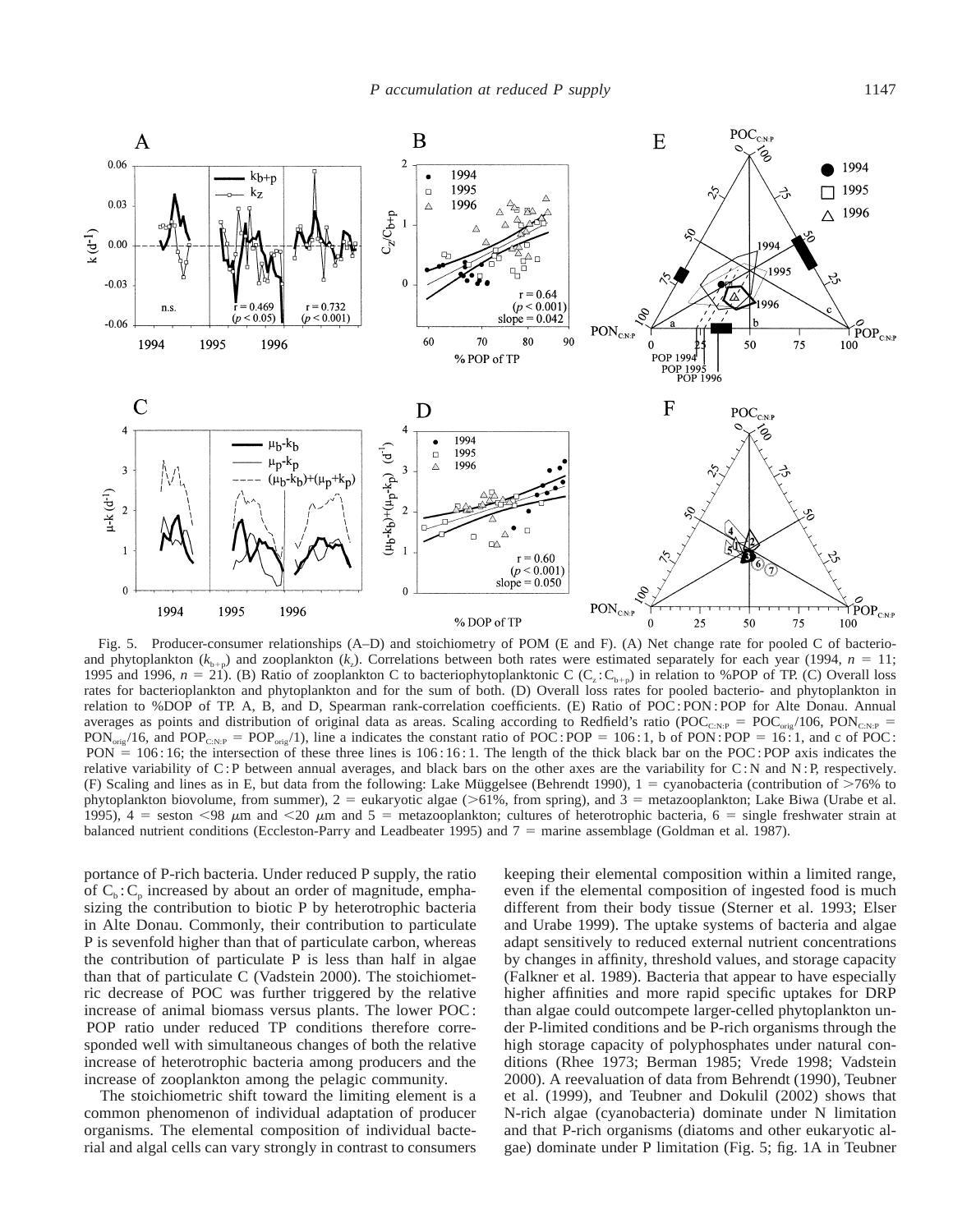Fig. 5. Producer-consumer relationships (A–D) and stoichiometry of POM (E and F). (A) Net change rate for pooled C of bacterio- and phytoplankton ($k_{b+p}$) and zooplankton ($k_z$). Correlations between both rates were estimated separately for each year (1994, $n = 11$; 1995 and 1996, $n = 21$). (B) Ratio of zooplankton C to bacteriophytoplanktonic C ($C_z : C_{b+p}$) in relation to %POP of TP. (C) Overall loss rates for bacterioplankton and phytoplankton and for the sum of both. (D) Overall loss rates for pooled bacterio- and phytoplankton in relation to %DOP of TP. A, B, and D, Spearman rank-correlation coefficients. (E) Ratio of POC : PON : POP for Alte Donau. Annual averages as points and distribution of original data as areas. Scaling according to Redfield's ratio ($POC_{C:N:P} = POC_{orig}/106$, $PON_{C:N:P} = PON_{orig}/16$, and $POP_{C:N:P} = POP_{orig}/1$), line a indicates the constant ratio of POC : POP = 106 : 1, b of PON : POP = 16 : 1, and c of POC : PON = 106 : 16; the intersection of these three lines is 106 : 16 : 1. The length of the thick black bar on the POC : POP axis indicates the relative variability of C : P between annual averages, and black bars on the other axes are the variability for C : N and N : P, respectively. (F) Scaling and lines as in E, but data from the following: Lake Müggelsee (Behrendt 1990), 1 = cyanobacteria (contribution of >76% to phytoplankton biovolume, from summer), 2 = eukaryotic algae (>61%, from spring), and 3 = metazooplankton; Lake Biwa (Urabe et al. 1995), 4 = seston <98 μm and <20 μm and 5 = metazooplankton; cultures of heterotrophic bacteria, 6 = single freshwater strain at balanced nutrient conditions (Eccleston-Parry and Leadbeater 1995) and 7 = marine assemblage (Goldman et al. 1987).

portance of P-rich bacteria. Under reduced P supply, the ratio of $C_b : C_p$ increased by about an order of magnitude, emphasizing the contribution to biotic P by heterotrophic bacteria in Alte Donau. Commonly, their contribution to particulate P is sevenfold higher than that of particulate carbon, whereas the contribution of particulate P is less than half in algae than that of particulate C (Vadstein 2000). The stoichiometric decrease of POC was further triggered by the relative increase of animal biomass versus plants. The lower POC : POP ratio under reduced TP conditions therefore corresponded well with simultaneous changes of both the relative increase of heterotrophic bacteria among producers and the increase of zooplankton among the pelagic community.

The stoichiometric shift toward the limiting element is a common phenomenon of individual adaptation of producer organisms. The elemental composition of individual bacterial and algal cells can vary strongly in contrast to consumers keeping their elemental composition within a limited range, even if the elemental composition of ingested food is much different from their body tissue (Sterner et al. 1993; Elser and Urabe 1999). The uptake systems of bacteria and algae adapt sensitively to reduced external nutrient concentrations by changes in affinity, threshold values, and storage capacity (Falkner et al. 1989). Bacteria that appear to have especially higher affinities and more rapid specific uptakes for DRP than algae could outcompete larger-celled phytoplankton under P-limited conditions and be P-rich organisms through the high storage capacity of polyphosphates under natural conditions (Rhee 1973; Berman 1985; Vrede 1998; Vadstein 2000). A reevaluation of data from Behrendt (1990), Teubner et al. (1999), and Teubner and Dokulil (2002) shows that N-rich algae (cyanobacteria) dominate under N limitation and that P-rich organisms (diatoms and other eukaryotic algae) dominate under P limitation (Fig. 5; fig. 1A in Teubner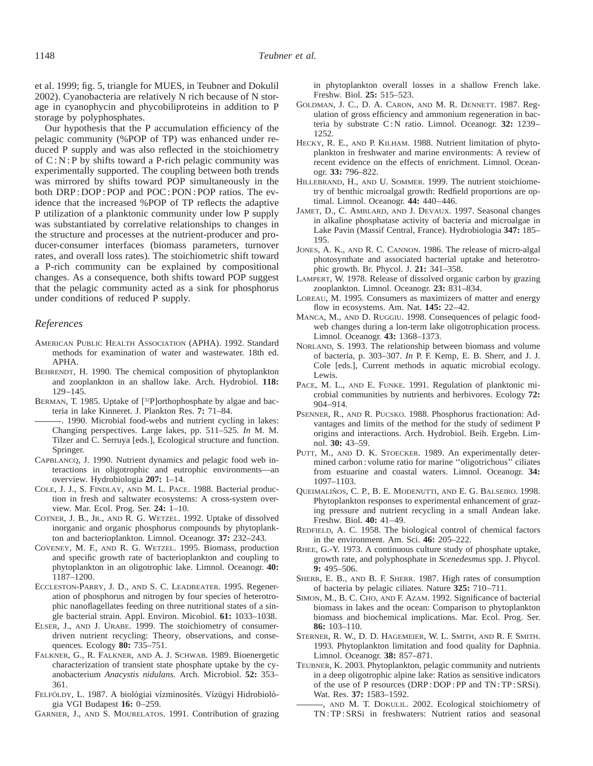et al. 1999; fig. 5, triangle for MUES, in Teubner and Dokulil 2002). Cyanobacteria are relatively N rich because of N storage in cyanophycin and phycobiliproteins in addition to P storage by polyphosphates.

Our hypothesis that the P accumulation efficiency of the pelagic community (%POP of TP) was enhanced under reduced P supply and was also reflected in the stoichiometry of C : N : P by shifts toward a P-rich pelagic community was experimentally supported. The coupling between both trends was mirrored by shifts toward POP simultaneously in the both DRP : DOP : POP and POC : PON : POP ratios. The evidence that the increased %POP of TP reflects the adaptive P utilization of a planktonic community under low P supply was substantiated by correlative relationships to changes in the structure and processes at the nutrient-producer and producer-consumer interfaces (biomass parameters, turnover rates, and overall loss rates). The stoichiometric shift toward a P-rich community can be explained by compositional changes. As a consequence, both shifts toward POP suggest that the pelagic community acted as a sink for phosphorus under conditions of reduced P supply.

## *References*

AMERICAN PUBLIC HEALTH ASSOCIATION (APHA). 1992. Standard methods for examination of water and wastewater. 18th ed. APHA.

BEHRENDT, H. 1990. The chemical composition of phytoplankton and zooplankton in an shallow lake. Arch. Hydrobiol. **118:** 129–145.

BERMAN, T. 1985. Uptake of [$^{32}$P]orthophosphate by algae and bacteria in lake Kinneret. J. Plankton Res. **7:** 71–84.

———. 1990. Microbial food-webs and nutrient cycling in lakes: Changing perspectives. Large lakes, pp. 511–525. *In* M. M. Tilzer and C. Serruya [eds.], Ecological structure and function. Springer.

CAPBLANCQ, J. 1990. Nutrient dynamics and pelagic food web interactions in oligotrophic and eutrophic environments—an overview. Hydrobiologia **207:** 1–14.

COLE, J. J., S. FINDLAY, AND M. L. PACE. 1988. Bacterial production in fresh and saltwater ecosystems: A cross-system overview. Mar. Ecol. Prog. Ser. **24:** 1–10.

COTNER, J. B., JR., AND R. G. WETZEL. 1992. Uptake of dissolved inorganic and organic phosphorus compounds by phytoplankton and bacterioplankton. Limnol. Oceanogr. **37:** 232–243.

COVENEY, M. F., AND R. G. WETZEL. 1995. Biomass, production and specific growth rate of bacterioplankton and coupling to phytoplankton in an oligotrophic lake. Limnol. Oceanogr. **40:** 1187–1200.

ECCLESTON-PARRY, J. D., AND S. C. LEADBEATER. 1995. Regeneration of phosphorus and nitrogen by four species of heterotrophic nanoflagellates feeding on three nutritional states of a single bacterial strain. Appl. Environ. Micobiol. **61:** 1033–1038.

ELSER, J., AND J. URABE. 1999. The stoichiometry of consumer-driven nutrient recycling: Theory, observations, and consequences. Ecology **80:** 735–751.

FALKNER, G., R. FALKNER, AND A. J. SCHWAB. 1989. Bioenergetic characterization of transient state phosphate uptake by the cyanobacterium *Anacystis nidulans.* Arch. Microbiol. **52:** 353–361.

FELFÖLDY, L. 1987. A biológiai vízminosítés. Vízügyi Hidrobiológia VGI Budapest **16:** 0–259.

GARNIER, J., AND S. MOURELATOS. 1991. Contribution of grazing in phytoplankton overall losses in a shallow French lake. Freshw. Biol. **25:** 515–523.

GOLDMAN, J. C., D. A. CARON, AND M. R. DENNETT. 1987. Regulation of gross efficiency and ammonium regeneration in bacteria by substrate C : N ratio. Limnol. Oceanogr. **32:** 1239–1252.

HECKY, R. E., AND P. KILHAM. 1988. Nutrient limitation of phytoplankton in freshwater and marine environments: A review of recent evidence on the effects of enrichment. Limnol. Oceanogr. **33:** 796–822.

HILLEBRAND, H., AND U. SOMMER. 1999. The nutrient stoichiometry of benthic microalgal growth: Redfield proportions are optimal. Limnol. Oceanogr. **44:** 440–446.

JAMET, D., C. AMBLARD, AND J. DEVAUX. 1997. Seasonal changes in alkaline phosphatase activity of bacteria and microalgae in Lake Pavin (Massif Central, France). Hydrobiologia **347:** 185–195.

JONES, A. K., AND R. C. CANNON. 1986. The release of micro-algal photosynthate and associated bacterial uptake and heterotrophic growth. Br. Phycol. J. **21:** 341–358.

LAMPERT, W. 1978. Release of dissolved organic carbon by grazing zooplankton. Limnol. Oceanogr. **23:** 831–834.

LOREAU, M. 1995. Consumers as maximizers of matter and energy flow in ecosystems. Am. Nat. **145:** 22–42.

MANCA, M., AND D. RUGGIU. 1998. Consequences of pelagic food-web changes during a lon-term lake oligotrophication process. Limnol. Oceanogr. **43:** 1368–1373.

NORLAND, S. 1993. The relationship between biomass and volume of bacteria, p. 303–307. *In* P. F. Kemp, E. B. Sherr, and J. J. Cole [eds.], Current methods in aquatic microbial ecology. Lewis.

PACE, M. L., AND E. FUNKE. 1991. Regulation of planktonic microbial communities by nutrients and herbivores. Ecology **72:** 904–914.

PSENNER, R., AND R. PUCSKO. 1988. Phosphorus fractionation: Advantages and limits of the method for the study of sediment P origins and interactions. Arch. Hydrobiol. Beih. Ergebn. Limnol. **30:** 43–59.

PUTT, M., AND D. K. STOECKER. 1989. An experimentally determined carbon : volume ratio for marine ''oligotrichous'' ciliates from estuarine and coastal waters. Limnol. Oceanogr. **34:** 1097–1103.

QUEIMALIÑOS, C. P., B. E. MODENUTTI, AND E. G. BALSEIRO. 1998. Phytoplankton responses to experimental enhancement of grazing pressure and nutrient recycling in a small Andean lake. Freshw. Biol. **40:** 41–49.

REDFIELD, A. C. 1958. The biological control of chemical factors in the environment. Am. Sci. **46:** 205–222.

RHEE, G.-Y. 1973. A continuous culture study of phosphate uptake, growth rate, and polyphosphate in *Scenedesmus* spp. J. Phycol. **9:** 495–506.

SHERR, E. B., AND B. F. SHERR. 1987. High rates of consumption of bacteria by pelagic ciliates. Nature **325:** 710–711.

SIMON, M., B. C. CHO, AND F. AZAM. 1992. Significance of bacterial biomass in lakes and the ocean: Comparison to phytoplankton biomass and biochemical implications. Mar. Ecol. Prog. Ser. **86:** 103–110.

STERNER, R. W., D. D. HAGEMEIER, W. L. SMITH, AND R. F. SMITH. 1993. Phytoplankton limitation and food quality for Daphnia. Limnol. Oceanogr. **38:** 857–871.

TEUBNER, K. 2003. Phytoplankton, pelagic community and nutrients in a deep oligotrophic alpine lake: Ratios as sensitive indicators of the use of P resources (DRP : DOP : PP and TN : TP : SRSi). Wat. Res. **37:** 1583–1592.

———, AND M. T. DOKULIL. 2002. Ecological stoichiometry of TN : TP : SRSi in freshwaters: Nutrient ratios and seasonal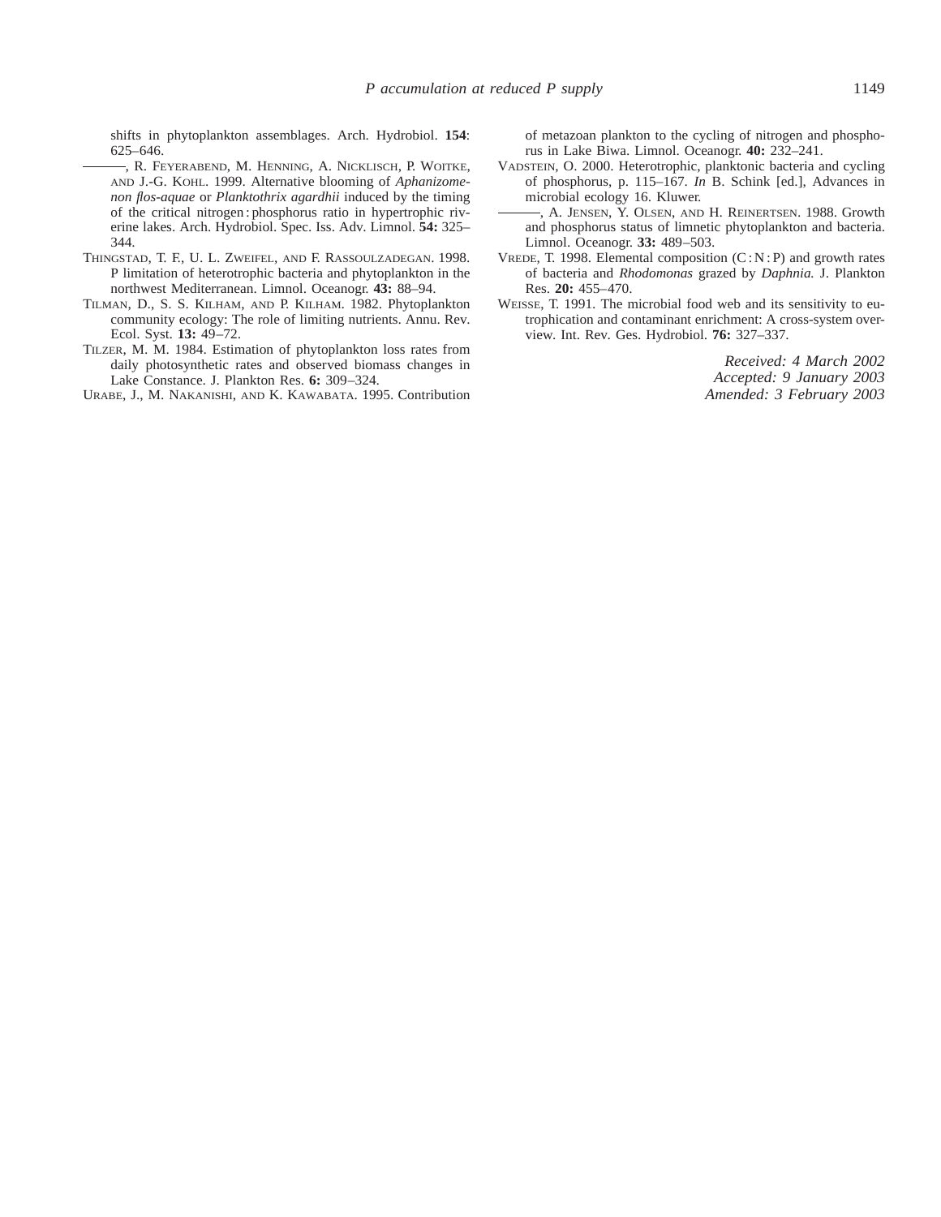shifts in phytoplankton assemblages. Arch. Hydrobiol. **154**: 625–646.

———, R. FEYERABEND, M. HENNING, A. NICKLISCH, P. WOITKE, AND J.-G. KOHL. 1999. Alternative blooming of *Aphanizomenon flos-aquae* or *Planktothrix agardhii* induced by the timing of the critical nitrogen : phosphorus ratio in hypertrophic riverine lakes. Arch. Hydrobiol. Spec. Iss. Adv. Limnol. **54:** 325–344.

THINGSTAD, T. F., U. L. ZWEIFEL, AND F. RASSOULZADEGAN. 1998. P limitation of heterotrophic bacteria and phytoplankton in the northwest Mediterranean. Limnol. Oceanogr. **43:** 88–94.

TILMAN, D., S. S. KILHAM, AND P. KILHAM. 1982. Phytoplankton community ecology: The role of limiting nutrients. Annu. Rev. Ecol. Syst. **13:** 49–72.

TILZER, M. M. 1984. Estimation of phytoplankton loss rates from daily photosynthetic rates and observed biomass changes in Lake Constance. J. Plankton Res. **6:** 309–324.

URABE, J., M. NAKANISHI, AND K. KAWABATA. 1995. Contribution of metazoan plankton to the cycling of nitrogen and phosphorus in Lake Biwa. Limnol. Oceanogr. **40:** 232–241.

VADSTEIN, O. 2000. Heterotrophic, planktonic bacteria and cycling of phosphorus, p. 115–167. *In* B. Schink [ed.], Advances in microbial ecology 16. Kluwer.

———, A. JENSEN, Y. OLSEN, AND H. REINERTSEN. 1988. Growth and phosphorus status of limnetic phytoplankton and bacteria. Limnol. Oceanogr. **33:** 489–503.

VREDE, T. 1998. Elemental composition (C : N : P) and growth rates of bacteria and *Rhodomonas* grazed by *Daphnia.* J. Plankton Res. **20:** 455–470.

WEISSE, T. 1991. The microbial food web and its sensitivity to eutrophication and contaminant enrichment: A cross-system overview. Int. Rev. Ges. Hydrobiol. **76:** 327–337.

*Received: 4 March 2002*
*Accepted: 9 January 2003*
*Amended: 3 February 2003*